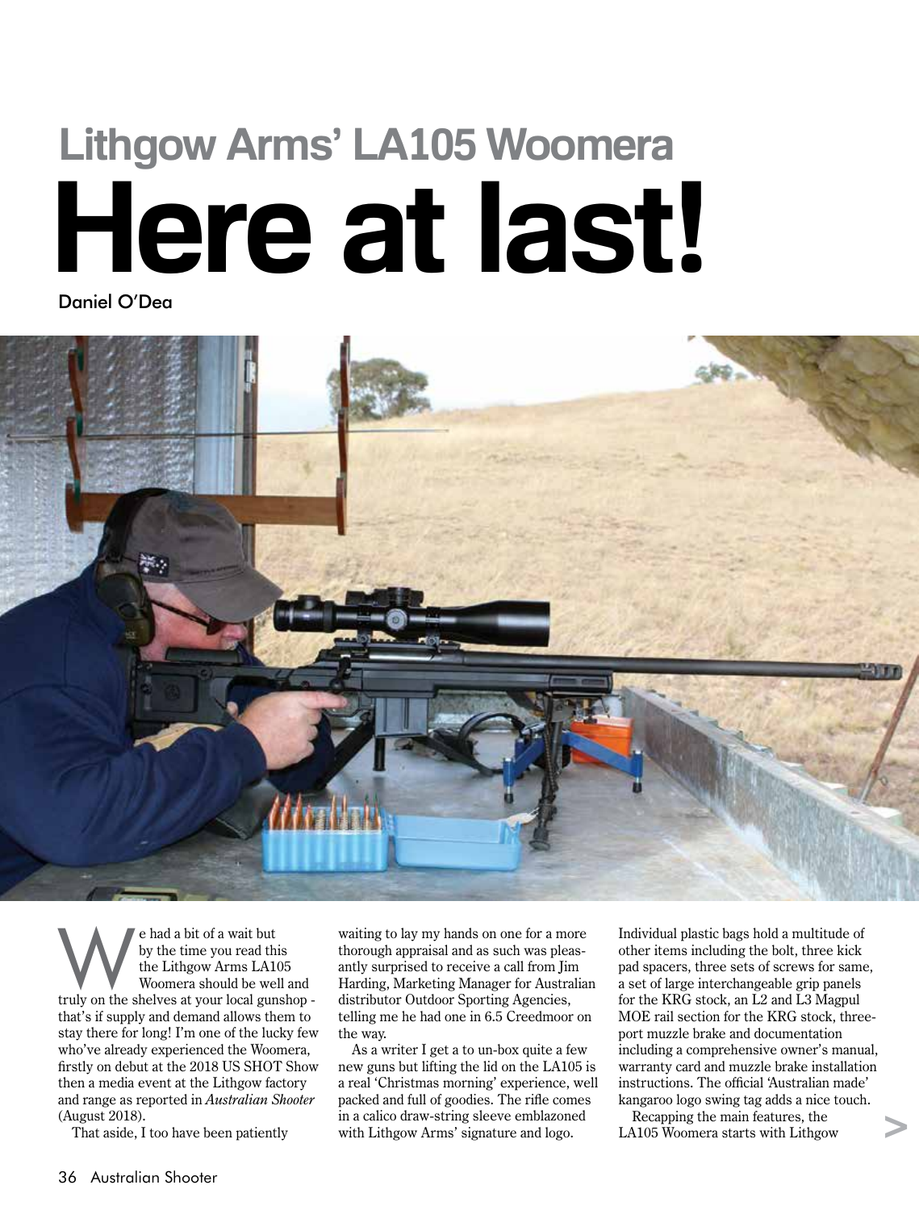# Lithgow Arms' LA105 Woomera

# Here at last!

Daniel O'Dea

We had a bit of a wait but by the time you read this the Lithgow Arms LA105 Woomera should be well and truly on the shelves at your local gunshop - that's if supply and demand allows them to stay there for long! I'm one of the lucky few who've already experienced the Woomera, firstly on debut at the 2018 US SHOT Show then a media event at the Lithgow factory and range as reported in *Australian Shooter* (August 2018).

That aside, I too have been patiently waiting to lay my hands on one for a more thorough appraisal and as such was pleasantly surprised to receive a call from Jim Harding, Marketing Manager for Australian distributor Outdoor Sporting Agencies, telling me he had one in 6.5 Creedmoor on the way.

As a writer I get a to un-box quite a few new guns but lifting the lid on the LA105 is a real 'Christmas morning' experience, well packed and full of goodies. The rifle comes in a calico draw-string sleeve emblazoned with Lithgow Arms' signature and logo. Individual plastic bags hold a multitude of other items including the bolt, three kick pad spacers, three sets of screws for same, a set of large interchangeable grip panels for the KRG stock, an L2 and L3 Magpul MOE rail section for the KRG stock, three-port muzzle brake and documentation including a comprehensive owner's manual, warranty card and muzzle brake installation instructions. The official 'Australian made' kangaroo logo swing tag adds a nice touch.

Recapping the main features, the LA105 Woomera starts with Lithgow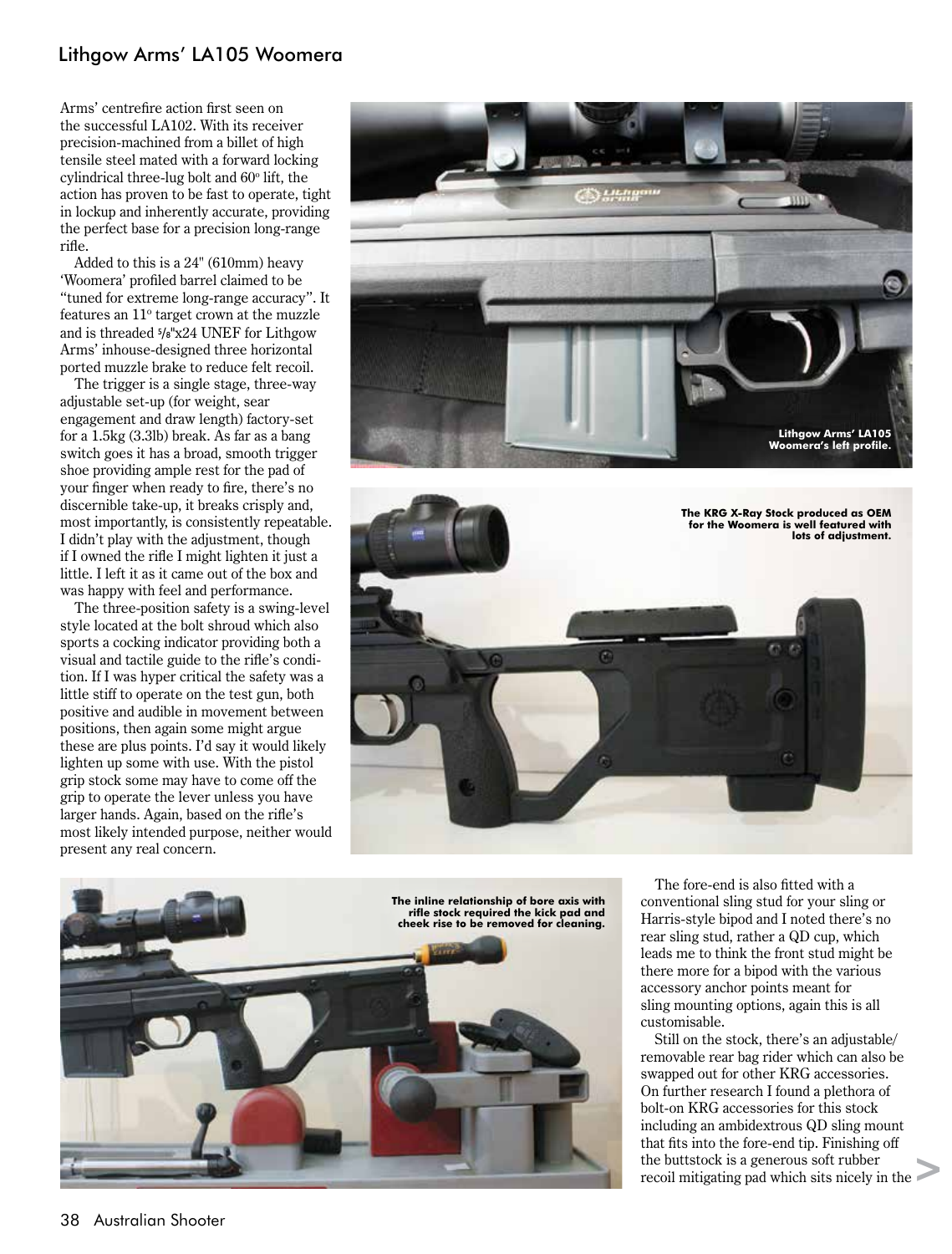Arms' centrefire action first seen on the successful LA102. With its receiver precision-machined from a billet of high tensile steel mated with a forward locking cylindrical three-lug bolt and 60º lift, the action has proven to be fast to operate, tight in lockup and inherently accurate, providing the perfect base for a precision long-range rifle.

Added to this is a 24" (610mm) heavy 'Woomera' profiled barrel claimed to be "tuned for extreme long-range accuracy". It features an 11º target crown at the muzzle and is threaded 5/8"x24 UNEF for Lithgow Arms' inhouse-designed three horizontal ported muzzle brake to reduce felt recoil.

The trigger is a single stage, three-way adjustable set-up (for weight, sear engagement and draw length) factory-set for a 1.5kg (3.3lb) break. As far as a bang switch goes it has a broad, smooth trigger shoe providing ample rest for the pad of your finger when ready to fire, there's no discernible take-up, it breaks crisply and, most importantly, is consistently repeatable. I didn't play with the adjustment, though if I owned the rifle I might lighten it just a little. I left it as it came out of the box and was happy with feel and performance.

The three-position safety is a swing-level style located at the bolt shroud which also sports a cocking indicator providing both a visual and tactile guide to the rifle's condition. If I was hyper critical the safety was a little stiff to operate on the test gun, both positive and audible in movement between positions, then again some might argue these are plus points. I'd say it would likely lighten up some with use. With the pistol grip stock some may have to come off the grip to operate the lever unless you have larger hands. Again, based on the rifle's most likely intended purpose, neither would present any real concern.

Lithgow Arms' LA105 Woomera's left profile.

The KRG X-Ray Stock produced as OEM for the Woomera is well featured with lots of adjustment.

The inline relationship of bore axis with rifle stock required the kick pad and cheek rise to be removed for cleaning.

The fore-end is also fitted with a conventional sling stud for your sling or Harris-style bipod and I noted there's no rear sling stud, rather a QD cup, which leads me to think the front stud might be there more for a bipod with the various accessory anchor points meant for sling mounting options, again this is all customisable.

Still on the stock, there's an adjustable/ removable rear bag rider which can also be swapped out for other KRG accessories. On further research I found a plethora of bolt-on KRG accessories for this stock including an ambidextrous QD sling mount that fits into the fore-end tip. Finishing off the buttstock is a generous soft rubber recoil mitigating pad which sits nicely in the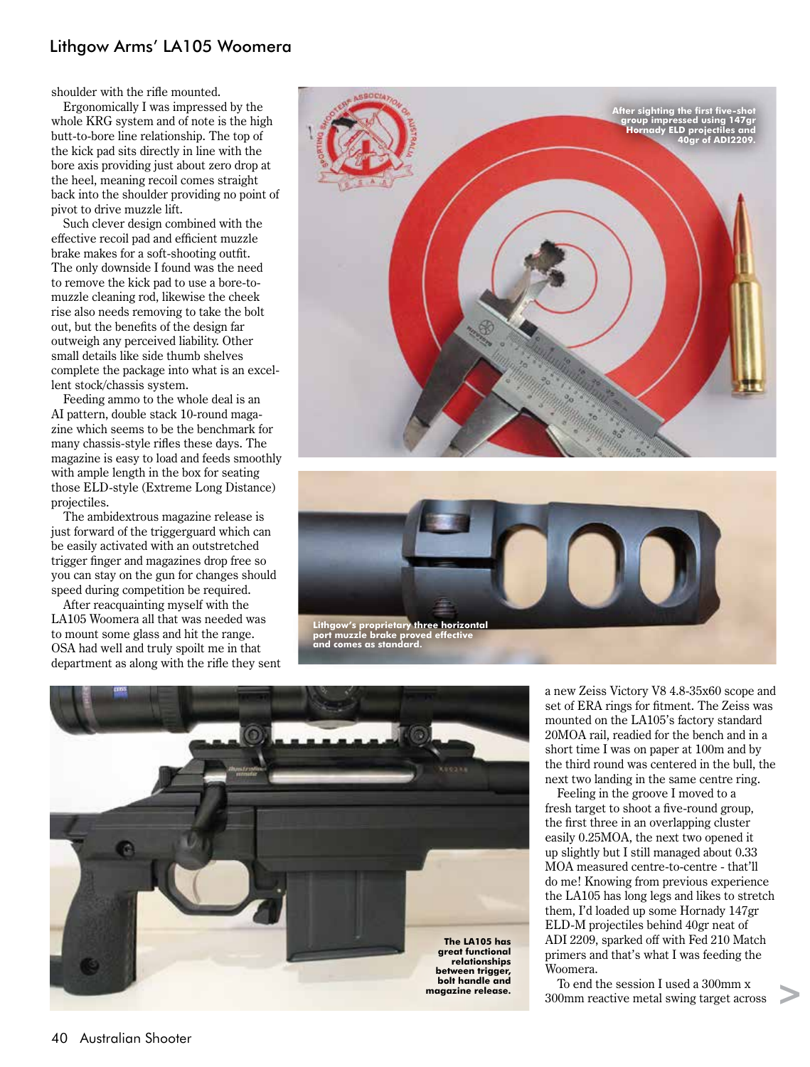shoulder with the rifle mounted.

Ergonomically I was impressed by the whole KRG system and of note is the high butt-to-bore line relationship. The top of the kick pad sits directly in line with the bore axis providing just about zero drop at the heel, meaning recoil comes straight back into the shoulder providing no point of pivot to drive muzzle lift.

Such clever design combined with the effective recoil pad and efficient muzzle brake makes for a soft-shooting outfit. The only downside I found was the need to remove the kick pad to use a bore-to-muzzle cleaning rod, likewise the cheek rise also needs removing to take the bolt out, but the benefits of the design far outweigh any perceived liability. Other small details like side thumb shelves complete the package into what is an excellent stock/chassis system.

Feeding ammo to the whole deal is an AI pattern, double stack 10-round magazine which seems to be the benchmark for many chassis-style rifles these days. The magazine is easy to load and feeds smoothly with ample length in the box for seating those ELD-style (Extreme Long Distance) projectiles.

The ambidextrous magazine release is just forward of the triggerguard which can be easily activated with an outstretched trigger finger and magazines drop free so you can stay on the gun for changes should speed during competition be required.

After reacquainting myself with the LA105 Woomera all that was needed was to mount some glass and hit the range. OSA had well and truly spoilt me in that department as along with the rifle they sent a new Zeiss Victory V8 4.8-35x60 scope and set of ERA rings for fitment. The Zeiss was mounted on the LA105's factory standard 20MOA rail, readied for the bench and in a short time I was on paper at 100m and by the third round was centered in the bull, the next two landing in the same centre ring.

Feeling in the groove I moved to a fresh target to shoot a five-round group, the first three in an overlapping cluster easily 0.25MOA, the next two opened it up slightly but I still managed about 0.33 MOA measured centre-to-centre - that'll do me! Knowing from previous experience the LA105 has long legs and likes to stretch them, I'd loaded up some Hornady 147gr ELD-M projectiles behind 40gr neat of ADI 2209, sparked off with Fed 210 Match primers and that's what I was feeding the Woomera.

To end the session I used a 300mm x 300mm reactive metal swing target across

After sighting the first five-shot group impressed using 147gr Hornady ELD projectiles and 40gr of ADI2209.

Lithgow's proprietary three horizontal port muzzle brake proved effective and comes as standard.

The LA105 has great functional relationships between trigger, bolt handle and magazine release.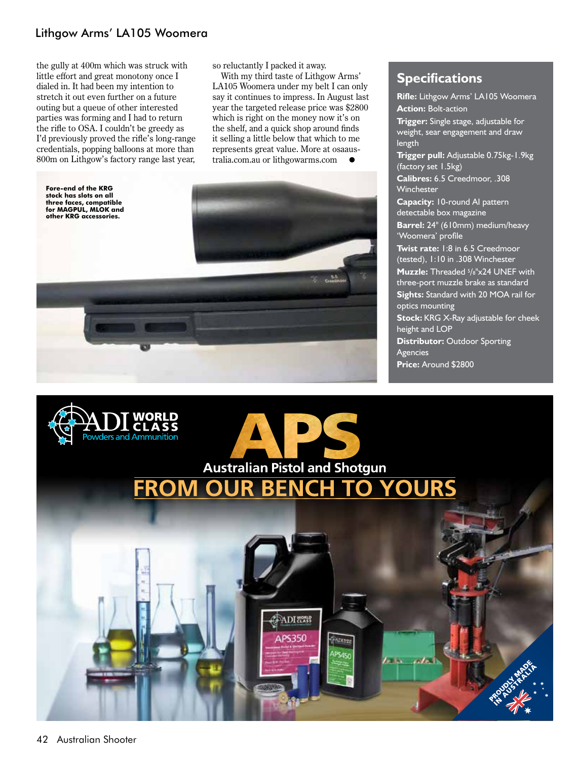the gully at 400m which was struck with little effort and great monotony once I dialed in. It had been my intention to stretch it out even further on a future outing but a queue of other interested parties was forming and I had to return the rifle to OSA. I couldn't be greedy as I'd previously proved the rifle's long-range credentials, popping balloons at more than 800m on Lithgow's factory range last year, so reluctantly I packed it away.

With my third taste of Lithgow Arms' LA105 Woomera under my belt I can only say it continues to impress. In August last year the targeted release price was $2800 which is right on the money now it's on the shelf, and a quick shop around finds it selling a little below that which to me represents great value. More at osaaustralia.com.au or lithgowarms.com ●

**Fore-end of the KRG stock has slots on all three faces, compatible for MAGPUL, MLOK and other KRG accessories.**

## Specifications

**Rifle:** Lithgow Arms' LA105 Woomera
**Action:** Bolt-action
**Trigger:** Single stage, adjustable for weight, sear engagement and draw length
**Trigger pull:** Adjustable 0.75kg-1.9kg (factory set 1.5kg)
**Calibres:** 6.5 Creedmoor, .308 Winchester
**Capacity:** 10-round AI pattern detectable box magazine
**Barrel:** 24" (610mm) medium/heavy 'Woomera' profile
**Twist rate:** 1:8 in 6.5 Creedmoor (tested), 1:10 in .308 Winchester
**Muzzle:** Threaded 5/8"x24 UNEF with three-port muzzle brake as standard
**Sights:** Standard with 20 MOA rail for optics mounting
**Stock:** KRG X-Ray adjustable for cheek height and LOP
**Distributor:** Outdoor Sporting Agencies
**Price:** Around $2800

ADI WORLD CLASS Powders and Ammunition

APS
Australian Pistol and Shotgun
FROM OUR BENCH TO YOURS

PROUDLY MADE IN AUSTRALIA